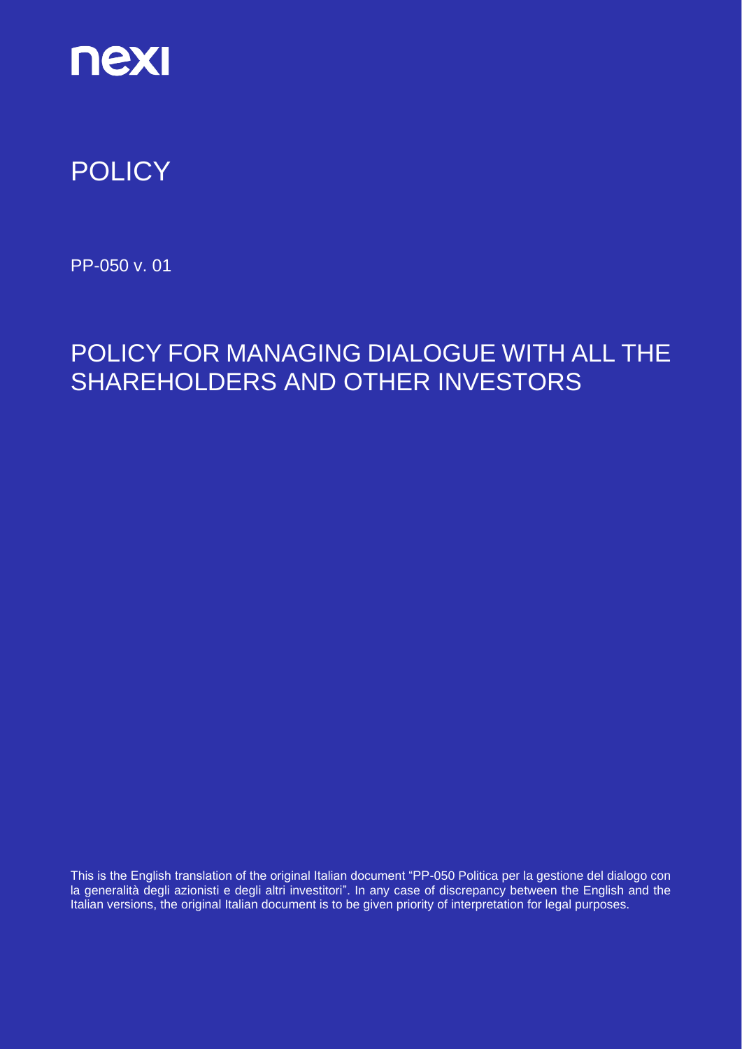nexi

# POLICY

PP-050 v. 01

# POLICY FOR MANAGING DIALOGUE WITH ALL THE SHAREHOLDERS AND OTHER INVESTORS

This is the English translation of the original Italian document "PP-050 Politica per la gestione del dialogo con la generalità degli azionisti e degli altri investitori". In any case of discrepancy between the English and the Italian versions, the original Italian document is to be given priority of interpretation for legal purposes.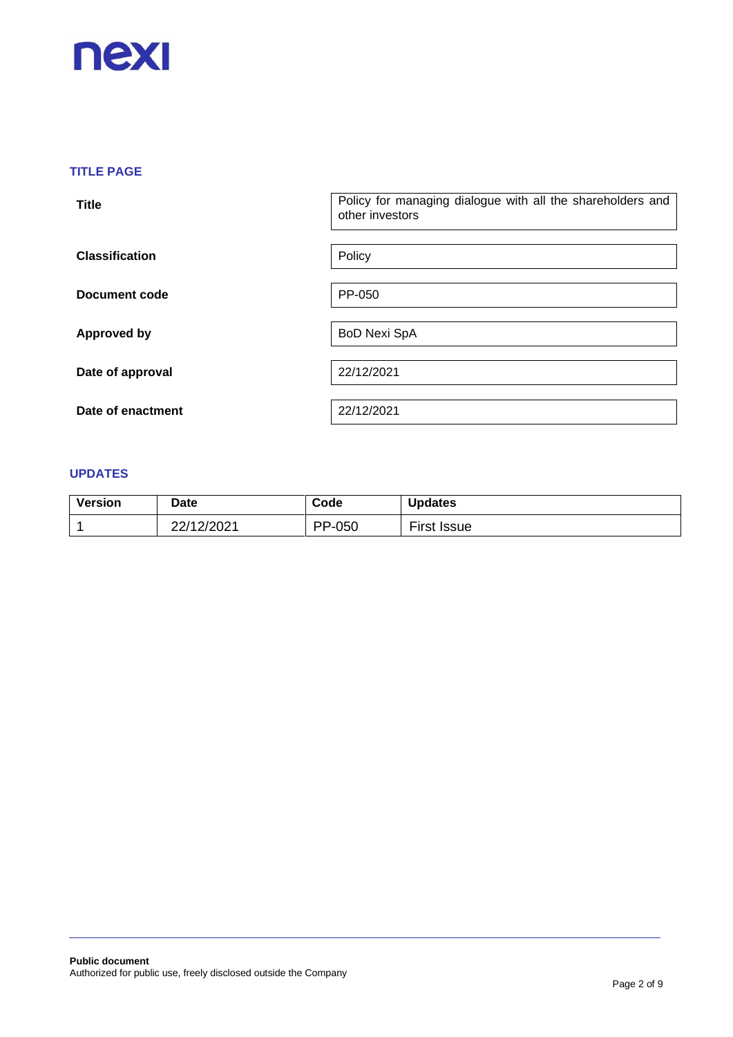## TITLE PAGE

| | |
|---|---|
| **Title** | Policy for managing dialogue with all the shareholders and other investors |
| **Classification** | Policy |
| **Document code** | PP-050 |
| **Approved by** | BoD Nexi SpA |
| **Date of approval** | 22/12/2021 |
| **Date of enactment** | 22/12/2021 |

## UPDATES

| Version | Date | Code | Updates |
|---|---|---|---|
| 1 | 22/12/2021 | PP-050 | First Issue |

**Public document**
Authorized for public use, freely disclosed outside the Company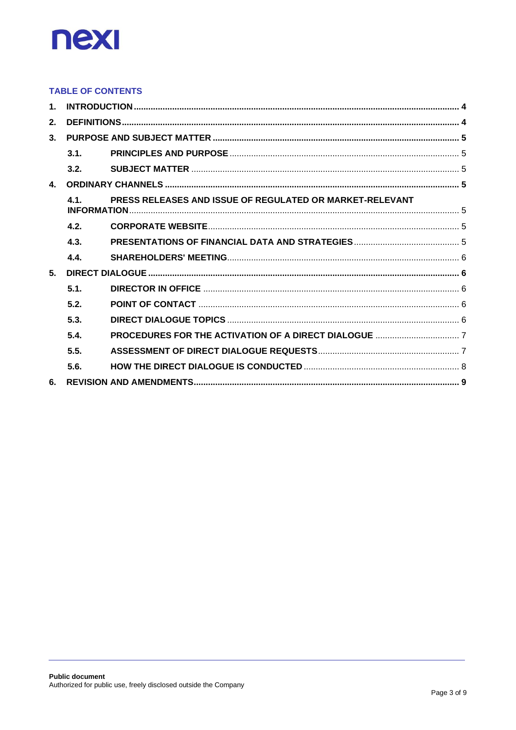nexi

## TABLE OF CONTENTS

1. INTRODUCTION ........ 4
2. DEFINITIONS ........ 4
3. PURPOSE AND SUBJECT MATTER ........ 5
   - 3.1. PRINCIPLES AND PURPOSE ........ 5
   - 3.2. SUBJECT MATTER ........ 5
4. ORDINARY CHANNELS ........ 5
   - 4.1. PRESS RELEASES AND ISSUE OF REGULATED OR MARKET-RELEVANT INFORMATION ........ 5
   - 4.2. CORPORATE WEBSITE ........ 5
   - 4.3. PRESENTATIONS OF FINANCIAL DATA AND STRATEGIES ........ 5
   - 4.4. SHAREHOLDERS' MEETING ........ 6
5. DIRECT DIALOGUE ........ 6
   - 5.1. DIRECTOR IN OFFICE ........ 6
   - 5.2. POINT OF CONTACT ........ 6
   - 5.3. DIRECT DIALOGUE TOPICS ........ 6
   - 5.4. PROCEDURES FOR THE ACTIVATION OF A DIRECT DIALOGUE ........ 7
   - 5.5. ASSESSMENT OF DIRECT DIALOGUE REQUESTS ........ 7
   - 5.6. HOW THE DIRECT DIALOGUE IS CONDUCTED ........ 8
6. REVISION AND AMENDMENTS ........ 9

**Public document**
Authorized for public use, freely disclosed outside the Company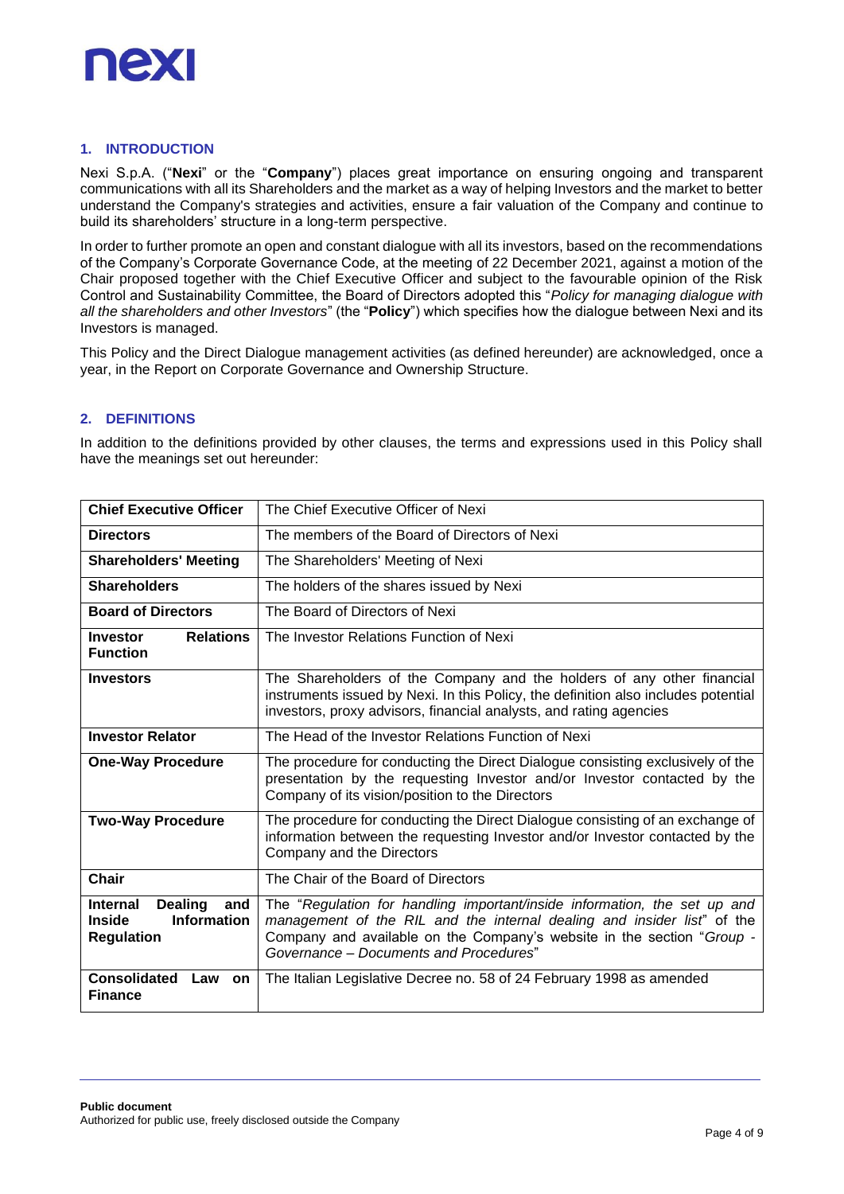## 1. INTRODUCTION

Nexi S.p.A. ("**Nexi**" or the "**Company**") places great importance on ensuring ongoing and transparent communications with all its Shareholders and the market as a way of helping Investors and the market to better understand the Company's strategies and activities, ensure a fair valuation of the Company and continue to build its shareholders' structure in a long-term perspective.

In order to further promote an open and constant dialogue with all its investors, based on the recommendations of the Company's Corporate Governance Code, at the meeting of 22 December 2021, against a motion of the Chair proposed together with the Chief Executive Officer and subject to the favourable opinion of the Risk Control and Sustainability Committee, the Board of Directors adopted this "*Policy for managing dialogue with all the shareholders and other Investors*" (the "**Policy**") which specifies how the dialogue between Nexi and its Investors is managed.

This Policy and the Direct Dialogue management activities (as defined hereunder) are acknowledged, once a year, in the Report on Corporate Governance and Ownership Structure.

## 2. DEFINITIONS

In addition to the definitions provided by other clauses, the terms and expressions used in this Policy shall have the meanings set out hereunder:

| | |
|---|---|
| **Chief Executive Officer** | The Chief Executive Officer of Nexi |
| **Directors** | The members of the Board of Directors of Nexi |
| **Shareholders' Meeting** | The Shareholders' Meeting of Nexi |
| **Shareholders** | The holders of the shares issued by Nexi |
| **Board of Directors** | The Board of Directors of Nexi |
| **Investor Relations Function** | The Investor Relations Function of Nexi |
| **Investors** | The Shareholders of the Company and the holders of any other financial instruments issued by Nexi. In this Policy, the definition also includes potential investors, proxy advisors, financial analysts, and rating agencies |
| **Investor Relator** | The Head of the Investor Relations Function of Nexi |
| **One-Way Procedure** | The procedure for conducting the Direct Dialogue consisting exclusively of the presentation by the requesting Investor and/or Investor contacted by the Company of its vision/position to the Directors |
| **Two-Way Procedure** | The procedure for conducting the Direct Dialogue consisting of an exchange of information between the requesting Investor and/or Investor contacted by the Company and the Directors |
| **Chair** | The Chair of the Board of Directors |
| **Internal Dealing and Inside Information Regulation** | The "*Regulation for handling important/inside information, the set up and management of the RIL and the internal dealing and insider list*" of the Company and available on the Company's website in the section "*Group - Governance – Documents and Procedures*" |
| **Consolidated Law on Finance** | The Italian Legislative Decree no. 58 of 24 February 1998 as amended |

**Public document**
Authorized for public use, freely disclosed outside the Company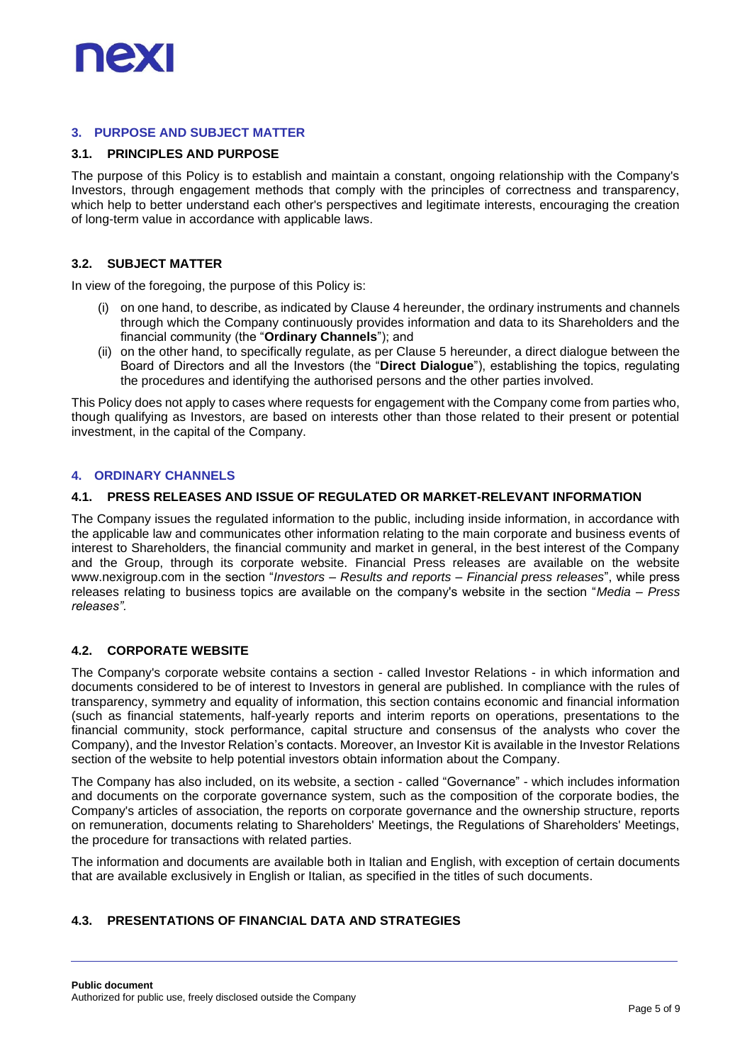## 3. PURPOSE AND SUBJECT MATTER

### 3.1. PRINCIPLES AND PURPOSE

The purpose of this Policy is to establish and maintain a constant, ongoing relationship with the Company's Investors, through engagement methods that comply with the principles of correctness and transparency, which help to better understand each other's perspectives and legitimate interests, encouraging the creation of long-term value in accordance with applicable laws.

### 3.2. SUBJECT MATTER

In view of the foregoing, the purpose of this Policy is:

(i) on one hand, to describe, as indicated by Clause 4 hereunder, the ordinary instruments and channels through which the Company continuously provides information and data to its Shareholders and the financial community (the "**Ordinary Channels**"); and

(ii) on the other hand, to specifically regulate, as per Clause 5 hereunder, a direct dialogue between the Board of Directors and all the Investors (the "**Direct Dialogue**"), establishing the topics, regulating the procedures and identifying the authorised persons and the other parties involved.

This Policy does not apply to cases where requests for engagement with the Company come from parties who, though qualifying as Investors, are based on interests other than those related to their present or potential investment, in the capital of the Company.

## 4. ORDINARY CHANNELS

### 4.1. PRESS RELEASES AND ISSUE OF REGULATED OR MARKET-RELEVANT INFORMATION

The Company issues the regulated information to the public, including inside information, in accordance with the applicable law and communicates other information relating to the main corporate and business events of interest to Shareholders, the financial community and market in general, in the best interest of the Company and the Group, through its corporate website. Financial Press releases are available on the website www.nexigroup.com in the section "*Investors – Results and reports – Financial press releases*", while press releases relating to business topics are available on the company's website in the section "*Media – Press releases".*

### 4.2. CORPORATE WEBSITE

The Company's corporate website contains a section - called Investor Relations - in which information and documents considered to be of interest to Investors in general are published. In compliance with the rules of transparency, symmetry and equality of information, this section contains economic and financial information (such as financial statements, half-yearly reports and interim reports on operations, presentations to the financial community, stock performance, capital structure and consensus of the analysts who cover the Company), and the Investor Relation's contacts. Moreover, an Investor Kit is available in the Investor Relations section of the website to help potential investors obtain information about the Company.

The Company has also included, on its website, a section - called "Governance" - which includes information and documents on the corporate governance system, such as the composition of the corporate bodies, the Company's articles of association, the reports on corporate governance and the ownership structure, reports on remuneration, documents relating to Shareholders' Meetings, the Regulations of Shareholders' Meetings, the procedure for transactions with related parties.

The information and documents are available both in Italian and English, with exception of certain documents that are available exclusively in English or Italian, as specified in the titles of such documents.

### 4.3. PRESENTATIONS OF FINANCIAL DATA AND STRATEGIES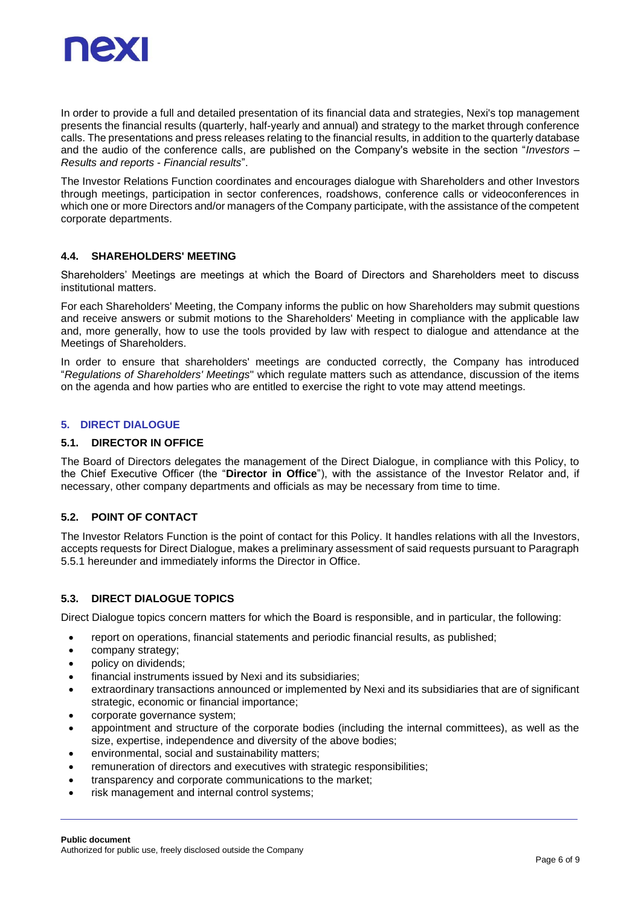In order to provide a full and detailed presentation of its financial data and strategies, Nexi's top management presents the financial results (quarterly, half-yearly and annual) and strategy to the market through conference calls. The presentations and press releases relating to the financial results, in addition to the quarterly database and the audio of the conference calls, are published on the Company's website in the section "*Investors – Results and reports - Financial results*".

The Investor Relations Function coordinates and encourages dialogue with Shareholders and other Investors through meetings, participation in sector conferences, roadshows, conference calls or videoconferences in which one or more Directors and/or managers of the Company participate, with the assistance of the competent corporate departments.

### 4.4. SHAREHOLDERS' MEETING

Shareholders' Meetings are meetings at which the Board of Directors and Shareholders meet to discuss institutional matters.

For each Shareholders' Meeting, the Company informs the public on how Shareholders may submit questions and receive answers or submit motions to the Shareholders' Meeting in compliance with the applicable law and, more generally, how to use the tools provided by law with respect to dialogue and attendance at the Meetings of Shareholders.

In order to ensure that shareholders' meetings are conducted correctly, the Company has introduced "*Regulations of Shareholders' Meetings*" which regulate matters such as attendance, discussion of the items on the agenda and how parties who are entitled to exercise the right to vote may attend meetings.

## 5. DIRECT DIALOGUE

### 5.1. DIRECTOR IN OFFICE

The Board of Directors delegates the management of the Direct Dialogue, in compliance with this Policy, to the Chief Executive Officer (the "**Director in Office**"), with the assistance of the Investor Relator and, if necessary, other company departments and officials as may be necessary from time to time.

### 5.2. POINT OF CONTACT

The Investor Relators Function is the point of contact for this Policy. It handles relations with all the Investors, accepts requests for Direct Dialogue, makes a preliminary assessment of said requests pursuant to Paragraph 5.5.1 hereunder and immediately informs the Director in Office.

### 5.3. DIRECT DIALOGUE TOPICS

Direct Dialogue topics concern matters for which the Board is responsible, and in particular, the following:

- report on operations, financial statements and periodic financial results, as published;
- company strategy;
- policy on dividends;
- financial instruments issued by Nexi and its subsidiaries;
- extraordinary transactions announced or implemented by Nexi and its subsidiaries that are of significant strategic, economic or financial importance;
- corporate governance system;
- appointment and structure of the corporate bodies (including the internal committees), as well as the size, expertise, independence and diversity of the above bodies;
- environmental, social and sustainability matters;
- remuneration of directors and executives with strategic responsibilities;
- transparency and corporate communications to the market;
- risk management and internal control systems;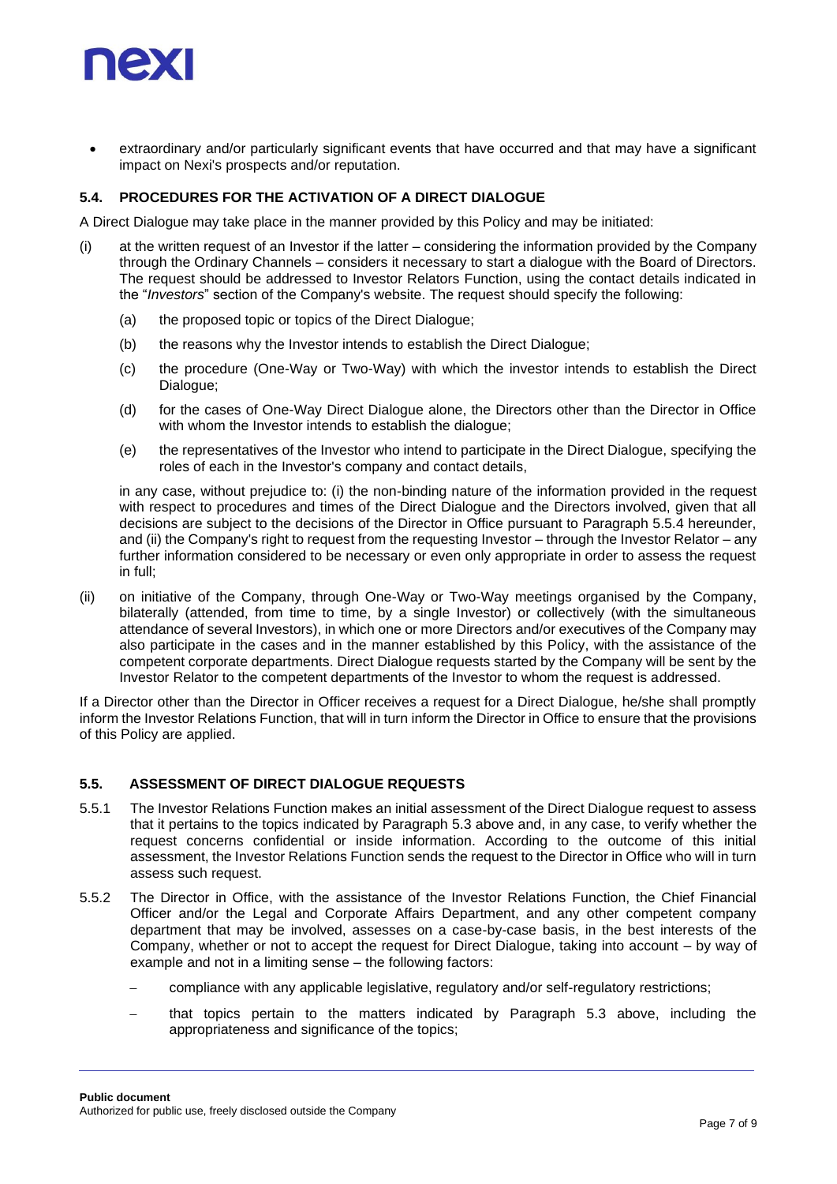- extraordinary and/or particularly significant events that have occurred and that may have a significant impact on Nexi's prospects and/or reputation.

### 5.4. PROCEDURES FOR THE ACTIVATION OF A DIRECT DIALOGUE

A Direct Dialogue may take place in the manner provided by this Policy and may be initiated:

(i) at the written request of an Investor if the latter – considering the information provided by the Company through the Ordinary Channels – considers it necessary to start a dialogue with the Board of Directors. The request should be addressed to Investor Relators Function, using the contact details indicated in the "*Investors*" section of the Company's website. The request should specify the following:

   (a) the proposed topic or topics of the Direct Dialogue;

   (b) the reasons why the Investor intends to establish the Direct Dialogue;

   (c) the procedure (One-Way or Two-Way) with which the investor intends to establish the Direct Dialogue;

   (d) for the cases of One-Way Direct Dialogue alone, the Directors other than the Director in Office with whom the Investor intends to establish the dialogue;

   (e) the representatives of the Investor who intend to participate in the Direct Dialogue, specifying the roles of each in the Investor's company and contact details,

   in any case, without prejudice to: (i) the non-binding nature of the information provided in the request with respect to procedures and times of the Direct Dialogue and the Directors involved, given that all decisions are subject to the decisions of the Director in Office pursuant to Paragraph 5.5.4 hereunder, and (ii) the Company's right to request from the requesting Investor – through the Investor Relator – any further information considered to be necessary or even only appropriate in order to assess the request in full;

(ii) on initiative of the Company, through One-Way or Two-Way meetings organised by the Company, bilaterally (attended, from time to time, by a single Investor) or collectively (with the simultaneous attendance of several Investors), in which one or more Directors and/or executives of the Company may also participate in the cases and in the manner established by this Policy, with the assistance of the competent corporate departments. Direct Dialogue requests started by the Company will be sent by the Investor Relator to the competent departments of the Investor to whom the request is addressed.

If a Director other than the Director in Officer receives a request for a Direct Dialogue, he/she shall promptly inform the Investor Relations Function, that will in turn inform the Director in Office to ensure that the provisions of this Policy are applied.

### 5.5. ASSESSMENT OF DIRECT DIALOGUE REQUESTS

5.5.1 The Investor Relations Function makes an initial assessment of the Direct Dialogue request to assess that it pertains to the topics indicated by Paragraph 5.3 above and, in any case, to verify whether the request concerns confidential or inside information. According to the outcome of this initial assessment, the Investor Relations Function sends the request to the Director in Office who will in turn assess such request.

5.5.2 The Director in Office, with the assistance of the Investor Relations Function, the Chief Financial Officer and/or the Legal and Corporate Affairs Department, and any other competent company department that may be involved, assesses on a case-by-case basis, in the best interests of the Company, whether or not to accept the request for Direct Dialogue, taking into account – by way of example and not in a limiting sense – the following factors:

   - compliance with any applicable legislative, regulatory and/or self-regulatory restrictions;
   - that topics pertain to the matters indicated by Paragraph 5.3 above, including the appropriateness and significance of the topics;

**Public document**
Authorized for public use, freely disclosed outside the Company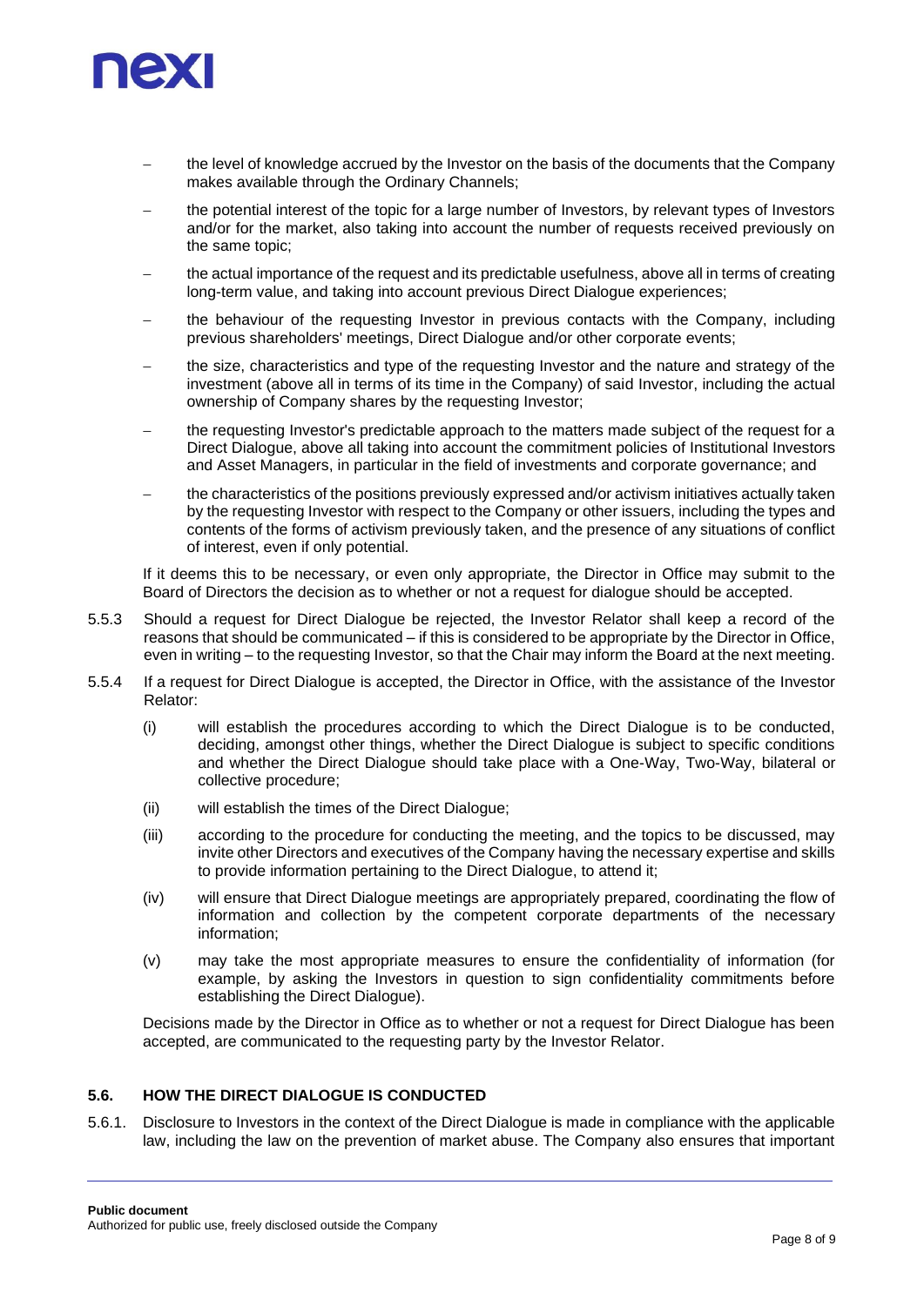- the level of knowledge accrued by the Investor on the basis of the documents that the Company makes available through the Ordinary Channels;
- the potential interest of the topic for a large number of Investors, by relevant types of Investors and/or for the market, also taking into account the number of requests received previously on the same topic;
- the actual importance of the request and its predictable usefulness, above all in terms of creating long-term value, and taking into account previous Direct Dialogue experiences;
- the behaviour of the requesting Investor in previous contacts with the Company, including previous shareholders' meetings, Direct Dialogue and/or other corporate events;
- the size, characteristics and type of the requesting Investor and the nature and strategy of the investment (above all in terms of its time in the Company) of said Investor, including the actual ownership of Company shares by the requesting Investor;
- the requesting Investor's predictable approach to the matters made subject of the request for a Direct Dialogue, above all taking into account the commitment policies of Institutional Investors and Asset Managers, in particular in the field of investments and corporate governance; and
- the characteristics of the positions previously expressed and/or activism initiatives actually taken by the requesting Investor with respect to the Company or other issuers, including the types and contents of the forms of activism previously taken, and the presence of any situations of conflict of interest, even if only potential.

If it deems this to be necessary, or even only appropriate, the Director in Office may submit to the Board of Directors the decision as to whether or not a request for dialogue should be accepted.

5.5.3 Should a request for Direct Dialogue be rejected, the Investor Relator shall keep a record of the reasons that should be communicated – if this is considered to be appropriate by the Director in Office, even in writing – to the requesting Investor, so that the Chair may inform the Board at the next meeting.

5.5.4 If a request for Direct Dialogue is accepted, the Director in Office, with the assistance of the Investor Relator:

(i) will establish the procedures according to which the Direct Dialogue is to be conducted, deciding, amongst other things, whether the Direct Dialogue is subject to specific conditions and whether the Direct Dialogue should take place with a One-Way, Two-Way, bilateral or collective procedure;

(ii) will establish the times of the Direct Dialogue;

(iii) according to the procedure for conducting the meeting, and the topics to be discussed, may invite other Directors and executives of the Company having the necessary expertise and skills to provide information pertaining to the Direct Dialogue, to attend it;

(iv) will ensure that Direct Dialogue meetings are appropriately prepared, coordinating the flow of information and collection by the competent corporate departments of the necessary information;

(v) may take the most appropriate measures to ensure the confidentiality of information (for example, by asking the Investors in question to sign confidentiality commitments before establishing the Direct Dialogue).

Decisions made by the Director in Office as to whether or not a request for Direct Dialogue has been accepted, are communicated to the requesting party by the Investor Relator.

### 5.6. HOW THE DIRECT DIALOGUE IS CONDUCTED

5.6.1. Disclosure to Investors in the context of the Direct Dialogue is made in compliance with the applicable law, including the law on the prevention of market abuse. The Company also ensures that important

**Public document**
Authorized for public use, freely disclosed outside the Company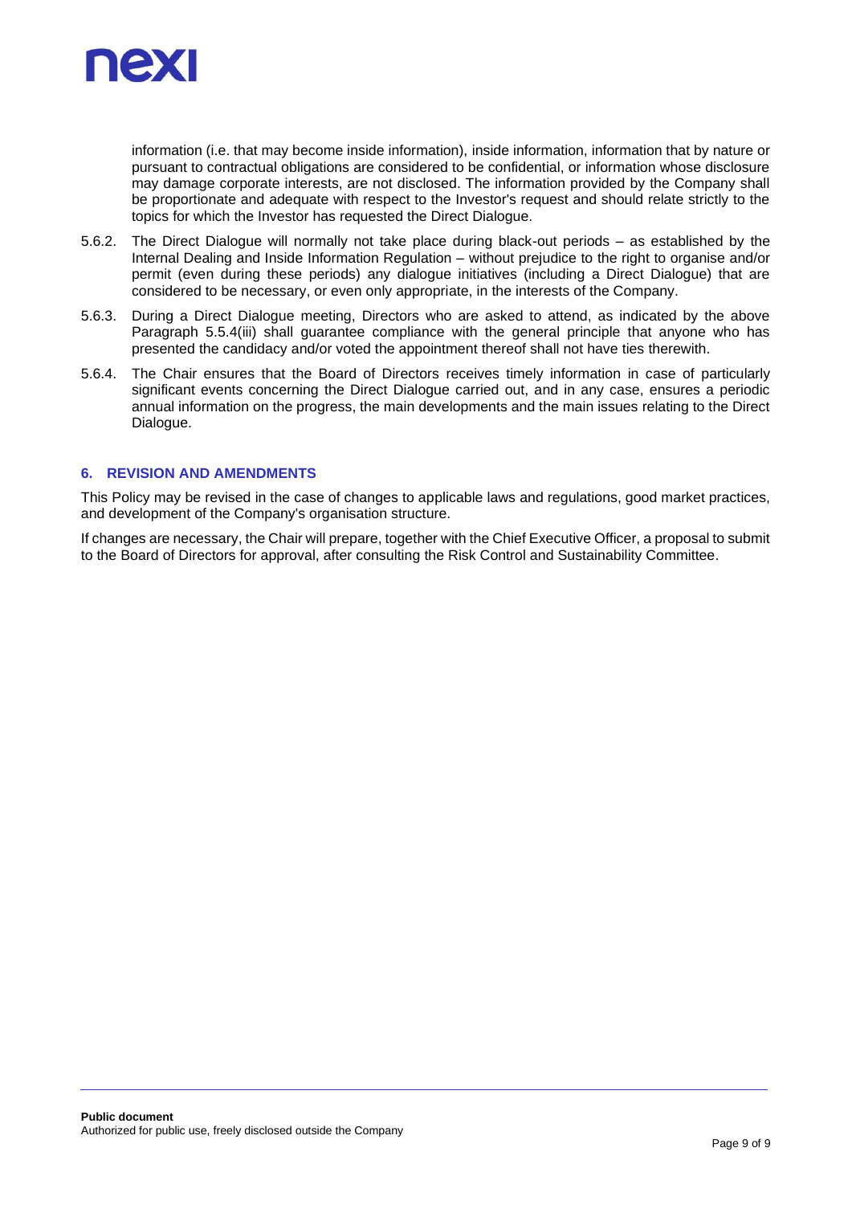information (i.e. that may become inside information), inside information, information that by nature or pursuant to contractual obligations are considered to be confidential, or information whose disclosure may damage corporate interests, are not disclosed. The information provided by the Company shall be proportionate and adequate with respect to the Investor's request and should relate strictly to the topics for which the Investor has requested the Direct Dialogue.

5.6.2. The Direct Dialogue will normally not take place during black-out periods – as established by the Internal Dealing and Inside Information Regulation – without prejudice to the right to organise and/or permit (even during these periods) any dialogue initiatives (including a Direct Dialogue) that are considered to be necessary, or even only appropriate, in the interests of the Company.

5.6.3. During a Direct Dialogue meeting, Directors who are asked to attend, as indicated by the above Paragraph 5.5.4(iii) shall guarantee compliance with the general principle that anyone who has presented the candidacy and/or voted the appointment thereof shall not have ties therewith.

5.6.4. The Chair ensures that the Board of Directors receives timely information in case of particularly significant events concerning the Direct Dialogue carried out, and in any case, ensures a periodic annual information on the progress, the main developments and the main issues relating to the Direct Dialogue.

## 6. REVISION AND AMENDMENTS

This Policy may be revised in the case of changes to applicable laws and regulations, good market practices, and development of the Company's organisation structure.

If changes are necessary, the Chair will prepare, together with the Chief Executive Officer, a proposal to submit to the Board of Directors for approval, after consulting the Risk Control and Sustainability Committee.